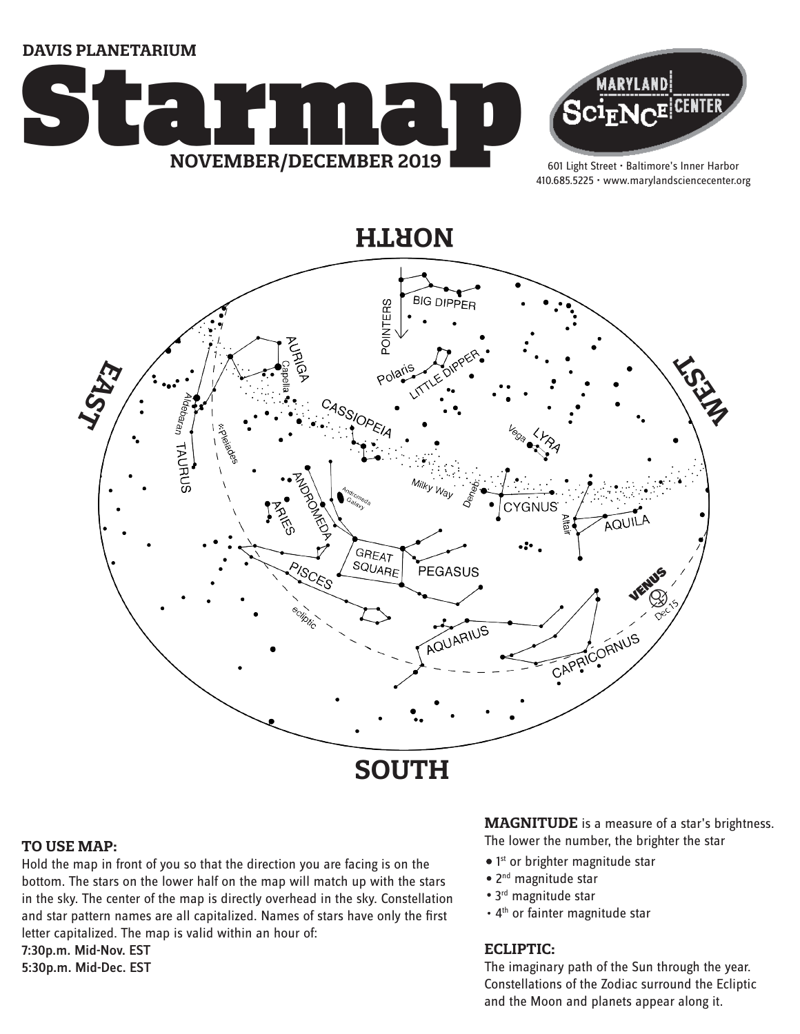DAVIS PLANETARIUM

# Starmap

**NOVEMBER/DECEMBER 2019**

MARYLAND SCIENCE CENTER

601 Light Street • Baltimore's Inner Harbor
410.685.5225 • www.marylandsciencecenter.org

NORTH

EAST

WEST

SOUTH

BIG DIPPER, POINTERS, Polaris, LITTLE DIPPER, AURIGA, Capella, CASSIOPEIA, Aldebaran, TAURUS, Pleiades, LYRA, Vega, Milky Way, Deneb, CYGNUS, Altair, AQUILA, ANDROMEDA, Andromeda Galaxy, ARIES, GREAT SQUARE, PEGASUS, PISCES, ecliptic, AQUARIUS, CAPRICORNUS, VENUS, Dec 15

### TO USE MAP:

Hold the map in front of you so that the direction you are facing is on the bottom. The stars on the lower half on the map will match up with the stars in the sky. The center of the map is directly overhead in the sky. Constellation and star pattern names are all capitalized. Names of stars have only the first letter capitalized. The map is valid within an hour of:

**7:30p.m. Mid-Nov. EST**
**5:30p.m. Mid-Dec. EST**

**MAGNITUDE** is a measure of a star's brightness. The lower the number, the brighter the star

- 1st or brighter magnitude star
- 2nd magnitude star
- 3rd magnitude star
- 4th or fainter magnitude star

### ECLIPTIC:

The imaginary path of the Sun through the year. Constellations of the Zodiac surround the Ecliptic and the Moon and planets appear along it.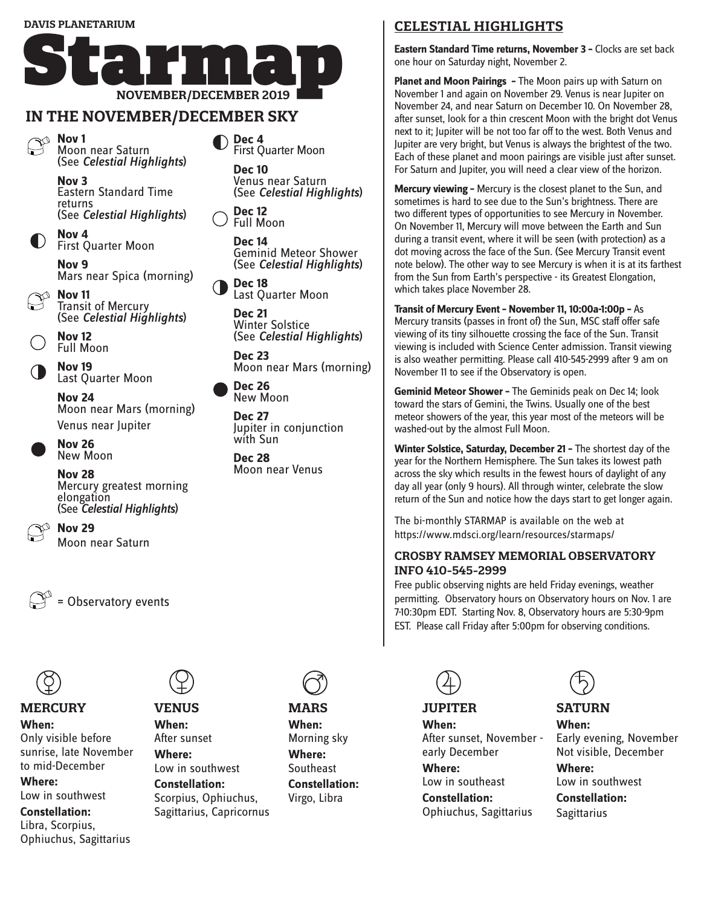DAVIS PLANETARIUM

# Starmap

NOVEMBER/DECEMBER 2019

## IN THE NOVEMBER/DECEMBER SKY

**Nov 1**
Moon near Saturn
(See *Celestial Highlights*)

**Nov 3**
Eastern Standard Time returns
(See *Celestial Highlights*)

**Nov 4**
First Quarter Moon

**Nov 9**
Mars near Spica (morning)

**Nov 11**
Transit of Mercury
(See *Celestial Highlights*)

**Nov 12**
Full Moon

**Nov 19**
Last Quarter Moon

**Nov 24**
Moon near Mars (morning)
Venus near Jupiter

**Nov 26**
New Moon

**Nov 28**
Mercury greatest morning elongation
(See *Celestial Highlights*)

**Nov 29**
Moon near Saturn

**Dec 4**
First Quarter Moon

**Dec 10**
Venus near Saturn
(See *Celestial Highlights*)

**Dec 12**
Full Moon

**Dec 14**
Geminid Meteor Shower
(See *Celestial Highlights*)

**Dec 18**
Last Quarter Moon

**Dec 21**
Winter Solstice
(See *Celestial Highlights*)

**Dec 23**
Moon near Mars (morning)

**Dec 26**
New Moon

**Dec 27**
Jupiter in conjunction with Sun

**Dec 28**
Moon near Venus

= Observatory events

## CELESTIAL HIGHLIGHTS

**Eastern Standard Time returns, November 3 –** Clocks are set back one hour on Saturday night, November 2.

**Planet and Moon Pairings –** The Moon pairs up with Saturn on November 1 and again on November 29. Venus is near Jupiter on November 24, and near Saturn on December 10. On November 28, after sunset, look for a thin crescent Moon with the bright dot Venus next to it; Jupiter will be not too far off to the west. Both Venus and Jupiter are very bright, but Venus is always the brightest of the two. Each of these planet and moon pairings are visible just after sunset. For Saturn and Jupiter, you will need a clear view of the horizon.

**Mercury viewing –** Mercury is the closest planet to the Sun, and sometimes is hard to see due to the Sun's brightness. There are two different types of opportunities to see Mercury in November. On November 11, Mercury will move between the Earth and Sun during a transit event, where it will be seen (with protection) as a dot moving across the face of the Sun. (See Mercury Transit event note below). The other way to see Mercury is when it is at its farthest from the Sun from Earth's perspective - its Greatest Elongation, which takes place November 28.

**Transit of Mercury Event – November 11, 10:00a-1:00p –** As Mercury transits (passes in front of) the Sun, MSC staff offer safe viewing of its tiny silhouette crossing the face of the Sun. Transit viewing is included with Science Center admission. Transit viewing is also weather permitting. Please call 410-545-2999 after 9 am on November 11 to see if the Observatory is open.

**Geminid Meteor Shower –** The Geminids peak on Dec 14; look toward the stars of Gemini, the Twins. Usually one of the best meteor showers of the year, this year most of the meteors will be washed-out by the almost Full Moon.

**Winter Solstice, Saturday, December 21 –** The shortest day of the year for the Northern Hemisphere. The Sun takes its lowest path across the sky which results in the fewest hours of daylight of any day all year (only 9 hours). All through winter, celebrate the slow return of the Sun and notice how the days start to get longer again.

The bi-monthly STARMAP is available on the web at https://www.mdsci.org/learn/resources/starmaps/

### CROSBY RAMSEY MEMORIAL OBSERVATORY INFO 410-545-2999

Free public observing nights are held Friday evenings, weather permitting. Observatory hours on Observatory hours on Nov. 1 are 7-10:30pm EDT. Starting Nov. 8, Observatory hours are 5:30-9pm EST. Please call Friday after 5:00pm for observing conditions.

### MERCURY

**When:**
Only visible before sunrise, late November to mid-December

**Where:**
Low in southwest

**Constellation:**
Libra, Scorpius, Ophiuchus, Sagittarius

### VENUS

**When:**
After sunset

**Where:**
Low in southwest

**Constellation:**
Scorpius, Ophiuchus, Sagittarius, Capricornus

### MARS

**When:**
Morning sky

**Where:**
Southeast

**Constellation:**
Virgo, Libra

### JUPITER

**When:**
After sunset, November - early December

**Where:**
Low in southeast

**Constellation:**
Ophiuchus, Sagittarius

### SATURN

**When:**
Early evening, November
Not visible, December

**Where:**
Low in southwest

**Constellation:**
Sagittarius